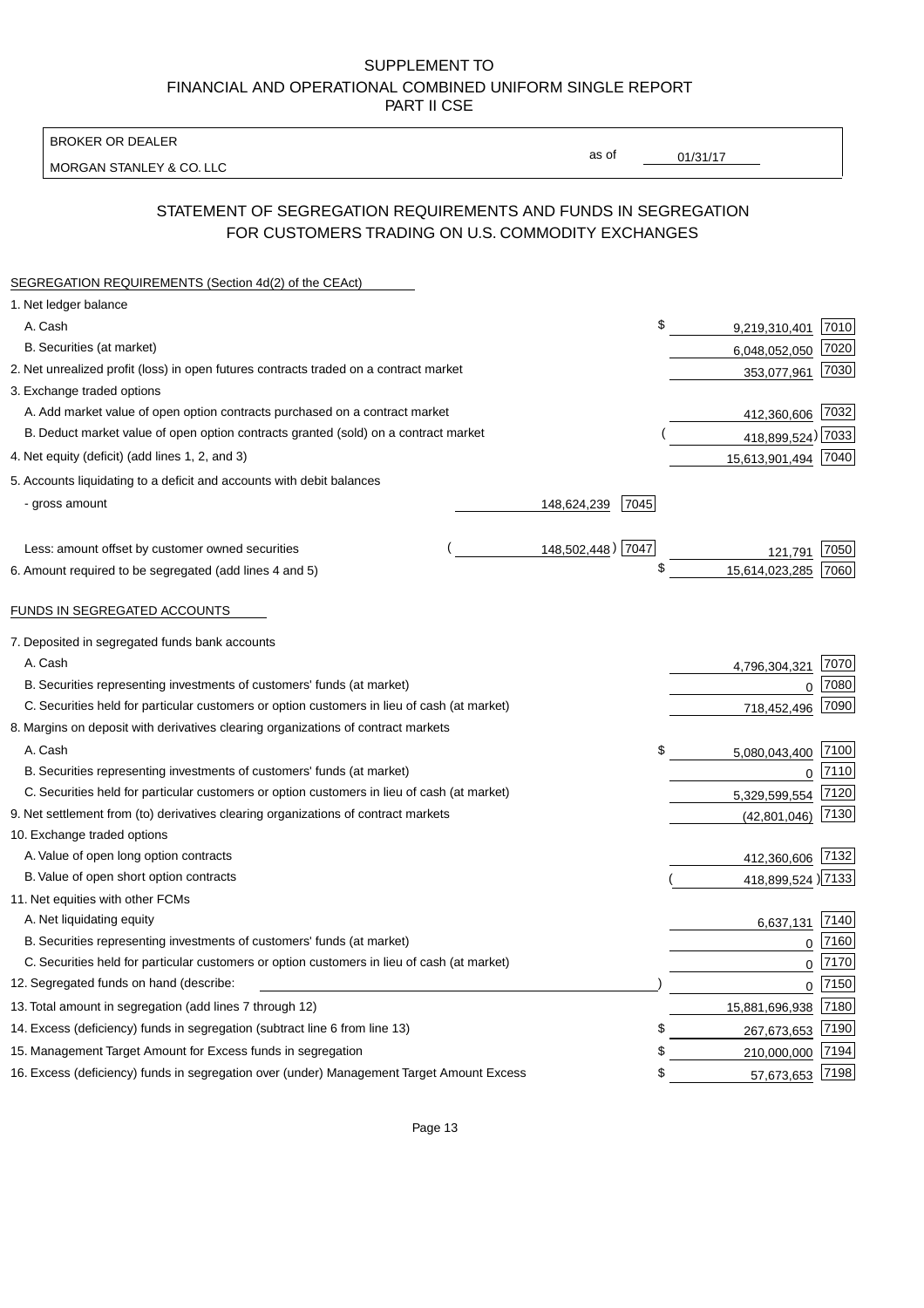SUPPLEMENT TO
FINANCIAL AND OPERATIONAL COMBINED UNIFORM SINGLE REPORT
PART II CSE

BROKER OR DEALER
MORGAN STANLEY & CO. LLC

as of 01/31/17

## STATEMENT OF SEGREGATION REQUIREMENTS AND FUNDS IN SEGREGATION FOR CUSTOMERS TRADING ON U.S. COMMODITY EXCHANGES

### SEGREGATION REQUIREMENTS (Section 4d(2) of the CEAct)

| Item | | | Amount | Code |
|---|---|---|---|---|
| 1. Net ledger balance | | | | |
| A. Cash | | | $ 9,219,310,401 | 7010 |
| B. Securities (at market) | | | 6,048,052,050 | 7020 |
| 2. Net unrealized profit (loss) in open futures contracts traded on a contract market | | | 353,077,961 | 7030 |
| 3. Exchange traded options | | | | |
| A. Add market value of open option contracts purchased on a contract market | | | 412,360,606 | 7032 |
| B. Deduct market value of open option contracts granted (sold) on a contract market | | | (418,899,524) | 7033 |
| 4. Net equity (deficit) (add lines 1, 2, and 3) | | | 15,613,901,494 | 7040 |
| 5. Accounts liquidating to a deficit and accounts with debit balances | | | | |
| - gross amount | 148,624,239 | 7045 | | |
| Less: amount offset by customer owned securities | (148,502,448) | 7047 | 121,791 | 7050 |
| 6. Amount required to be segregated (add lines 4 and 5) | | | $ 15,614,023,285 | 7060 |

### FUNDS IN SEGREGATED ACCOUNTS

| Item | Amount | Code |
|---|---|---|
| 7. Deposited in segregated funds bank accounts | | |
| A. Cash | 4,796,304,321 | 7070 |
| B. Securities representing investments of customers' funds (at market) | 0 | 7080 |
| C. Securities held for particular customers or option customers in lieu of cash (at market) | 718,452,496 | 7090 |
| 8. Margins on deposit with derivatives clearing organizations of contract markets | | |
| A. Cash | $ 5,080,043,400 | 7100 |
| B. Securities representing investments of customers' funds (at market) | 0 | 7110 |
| C. Securities held for particular customers or option customers in lieu of cash (at market) | 5,329,599,554 | 7120 |
| 9. Net settlement from (to) derivatives clearing organizations of contract markets | (42,801,046) | 7130 |
| 10. Exchange traded options | | |
| A. Value of open long option contracts | 412,360,606 | 7132 |
| B. Value of open short option contracts | (418,899,524) | 7133 |
| 11. Net equities with other FCMs | | |
| A. Net liquidating equity | 6,637,131 | 7140 |
| B. Securities representing investments of customers' funds (at market) | 0 | 7160 |
| C. Securities held for particular customers or option customers in lieu of cash (at market) | 0 | 7170 |
| 12. Segregated funds on hand (describe: ) | 0 | 7150 |
| 13. Total amount in segregation (add lines 7 through 12) | 15,881,696,938 | 7180 |
| 14. Excess (deficiency) funds in segregation (subtract line 6 from line 13) | $ 267,673,653 | 7190 |
| 15. Management Target Amount for Excess funds in segregation | $ 210,000,000 | 7194 |
| 16. Excess (deficiency) funds in segregation over (under) Management Target Amount Excess | $ 57,673,653 | 7198 |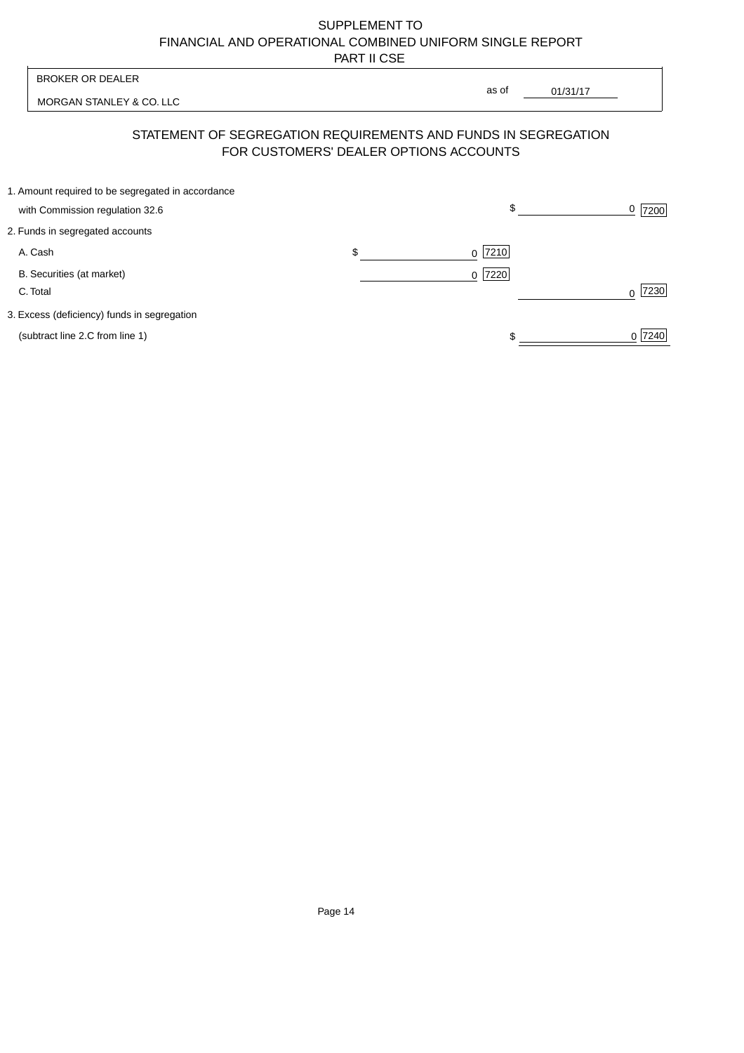# SUPPLEMENT TO
# FINANCIAL AND OPERATIONAL COMBINED UNIFORM SINGLE REPORT
## PART II CSE

BROKER OR DEALER

MORGAN STANLEY & CO. LLC

as of 01/31/17

## STATEMENT OF SEGREGATION REQUIREMENTS AND FUNDS IN SEGREGATION FOR CUSTOMERS' DEALER OPTIONS ACCOUNTS

| | | | | |
|---|---|---|---|---|
| 1. Amount required to be segregated in accordance with Commission regulation 32.6 | | | $ 0 | 7200 |
| 2. Funds in segregated accounts | | | | |
| A. Cash | $ 0 | 7210 | | |
| B. Securities (at market) | 0 | 7220 | | |
| C. Total | | | 0 | 7230 |
| 3. Excess (deficiency) funds in segregation (subtract line 2.C from line 1) | | | $ 0 | 7240 |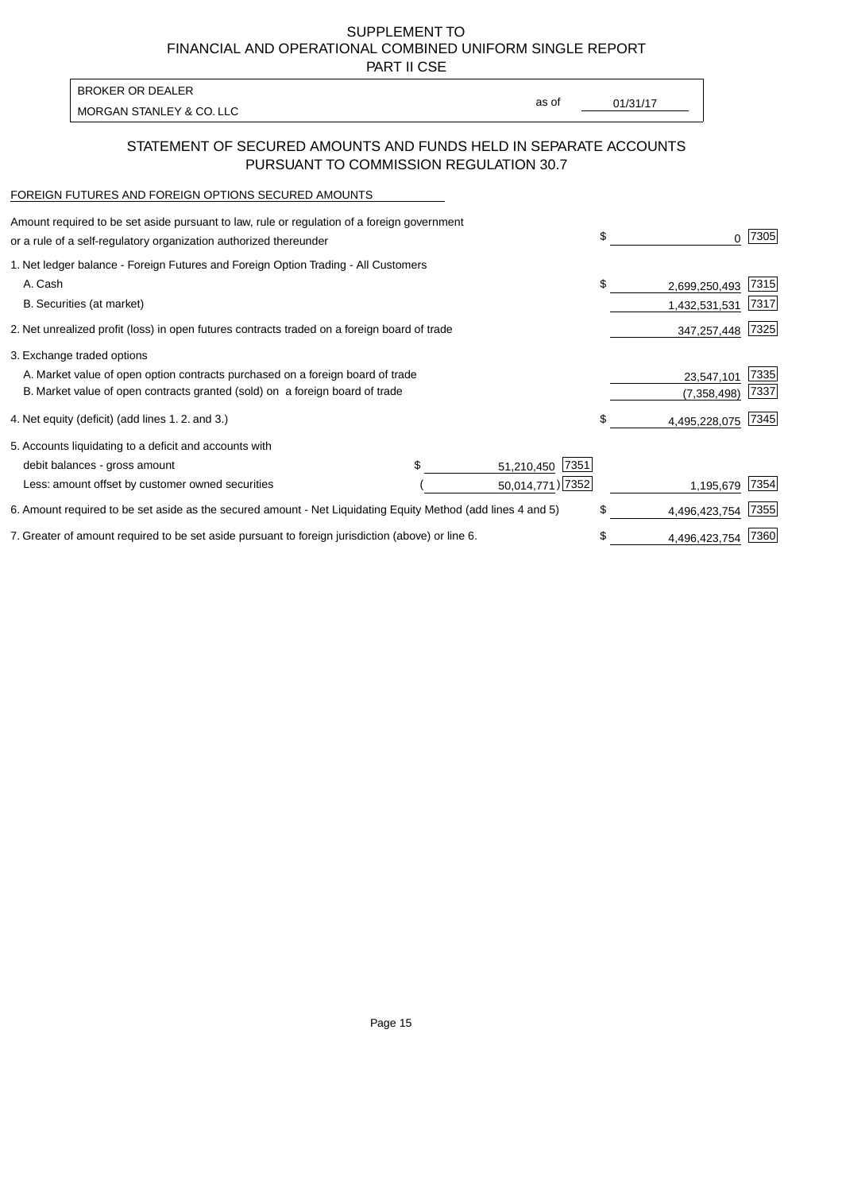SUPPLEMENT TO
FINANCIAL AND OPERATIONAL COMBINED UNIFORM SINGLE REPORT
PART II CSE

| BROKER OR DEALER | | |
|---|---|---|
| MORGAN STANLEY & CO. LLC | as of | 01/31/17 |

## STATEMENT OF SECURED AMOUNTS AND FUNDS HELD IN SEPARATE ACCOUNTS PURSUANT TO COMMISSION REGULATION 30.7

FOREIGN FUTURES AND FOREIGN OPTIONS SECURED AMOUNTS

| | | | | |
|---|---|---|---|---|
| Amount required to be set aside pursuant to law, rule or regulation of a foreign government or a rule of a self-regulatory organization authorized thereunder | | | $ 0 | 7305 |
| 1. Net ledger balance - Foreign Futures and Foreign Option Trading - All Customers | | | | |
| A. Cash | | | $ 2,699,250,493 | 7315 |
| B. Securities (at market) | | | 1,432,531,531 | 7317 |
| 2. Net unrealized profit (loss) in open futures contracts traded on a foreign board of trade | | | 347,257,448 | 7325 |
| 3. Exchange traded options | | | | |
| A. Market value of open option contracts purchased on a foreign board of trade | | | 23,547,101 | 7335 |
| B. Market value of open contracts granted (sold) on a foreign board of trade | | | (7,358,498) | 7337 |
| 4. Net equity (deficit) (add lines 1. 2. and 3.) | | | $ 4,495,228,075 | 7345 |
| 5. Accounts liquidating to a deficit and accounts with | | | | |
| debit balances - gross amount | $ 51,210,450 | 7351 | | |
| Less: amount offset by customer owned securities | ( 50,014,771) | 7352 | 1,195,679 | 7354 |
| 6. Amount required to be set aside as the secured amount - Net Liquidating Equity Method (add lines 4 and 5) | | | $ 4,496,423,754 | 7355 |
| 7. Greater of amount required to be set aside pursuant to foreign jurisdiction (above) or line 6. | | | $ 4,496,423,754 | 7360 |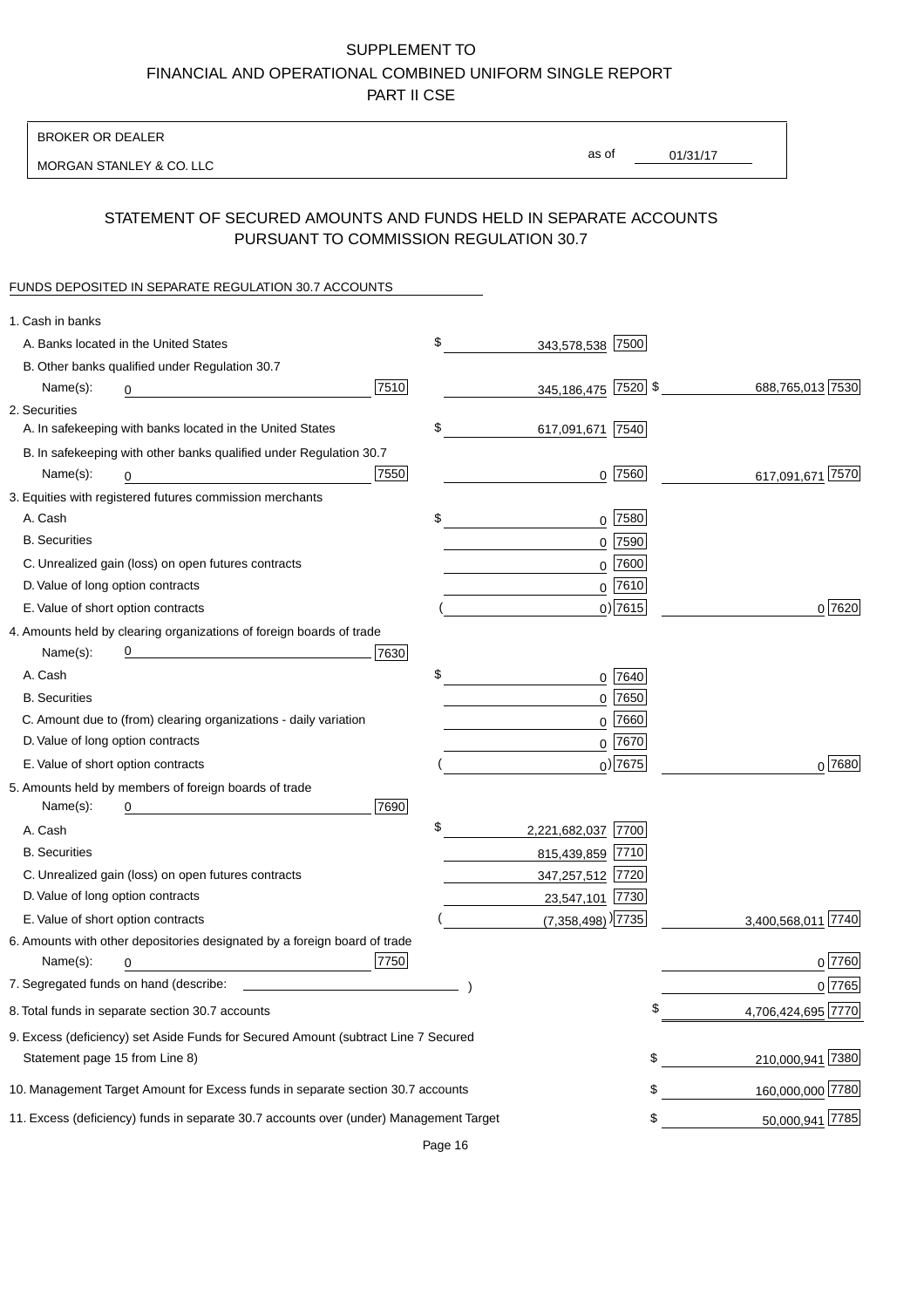# SUPPLEMENT TO
# FINANCIAL AND OPERATIONAL COMBINED UNIFORM SINGLE REPORT
# PART II CSE

BROKER OR DEALER

MORGAN STANLEY & CO. LLC

as of 01/31/17

## STATEMENT OF SECURED AMOUNTS AND FUNDS HELD IN SEPARATE ACCOUNTS PURSUANT TO COMMISSION REGULATION 30.7

FUNDS DEPOSITED IN SEPARATE REGULATION 30.7 ACCOUNTS

| Item | | | | |
|---|---|---|---|---|
| 1. Cash in banks | | | | |
| A. Banks located in the United States | | $ 343,578,538 | 7500 | |
| B. Other banks qualified under Regulation 30.7 Name(s): 0 | 7510 | 345,186,475 | 7520 | $ 688,765,013 7530 |
| 2. Securities | | | | |
| A. In safekeeping with banks located in the United States | | $ 617,091,671 | 7540 | |
| B. In safekeeping with other banks qualified under Regulation 30.7 Name(s): 0 | 7550 | 0 | 7560 | 617,091,671 7570 |
| 3. Equities with registered futures commission merchants | | | | |
| A. Cash | | $ 0 | 7580 | |
| B. Securities | | 0 | 7590 | |
| C. Unrealized gain (loss) on open futures contracts | | 0 | 7600 | |
| D. Value of long option contracts | | 0 | 7610 | |
| E. Value of short option contracts | | ( 0) | 7615 | 0 7620 |
| 4. Amounts held by clearing organizations of foreign boards of trade Name(s): 0 | 7630 | | | |
| A. Cash | | $ 0 | 7640 | |
| B. Securities | | 0 | 7650 | |
| C. Amount due to (from) clearing organizations - daily variation | | 0 | 7660 | |
| D. Value of long option contracts | | 0 | 7670 | |
| E. Value of short option contracts | | ( 0) | 7675 | 0 7680 |
| 5. Amounts held by members of foreign boards of trade Name(s): 0 | 7690 | | | |
| A. Cash | | $ 2,221,682,037 | 7700 | |
| B. Securities | | 815,439,859 | 7710 | |
| C. Unrealized gain (loss) on open futures contracts | | 347,257,512 | 7720 | |
| D. Value of long option contracts | | 23,547,101 | 7730 | |
| E. Value of short option contracts | | ( (7,358,498)) | 7735 | 3,400,568,011 7740 |
| 6. Amounts with other depositories designated by a foreign board of trade Name(s): 0 | 7750 | | | 0 7760 |
| 7. Segregated funds on hand (describe: ) | | | | 0 7765 |
| 8. Total funds in separate section 30.7 accounts | | | | $ 4,706,424,695 7770 |
| 9. Excess (deficiency) set Aside Funds for Secured Amount (subtract Line 7 Secured Statement page 15 from Line 8) | | | | $ 210,000,941 7380 |
| 10. Management Target Amount for Excess funds in separate section 30.7 accounts | | | | $ 160,000,000 7780 |
| 11. Excess (deficiency) funds in separate 30.7 accounts over (under) Management Target | | | | $ 50,000,941 7785 |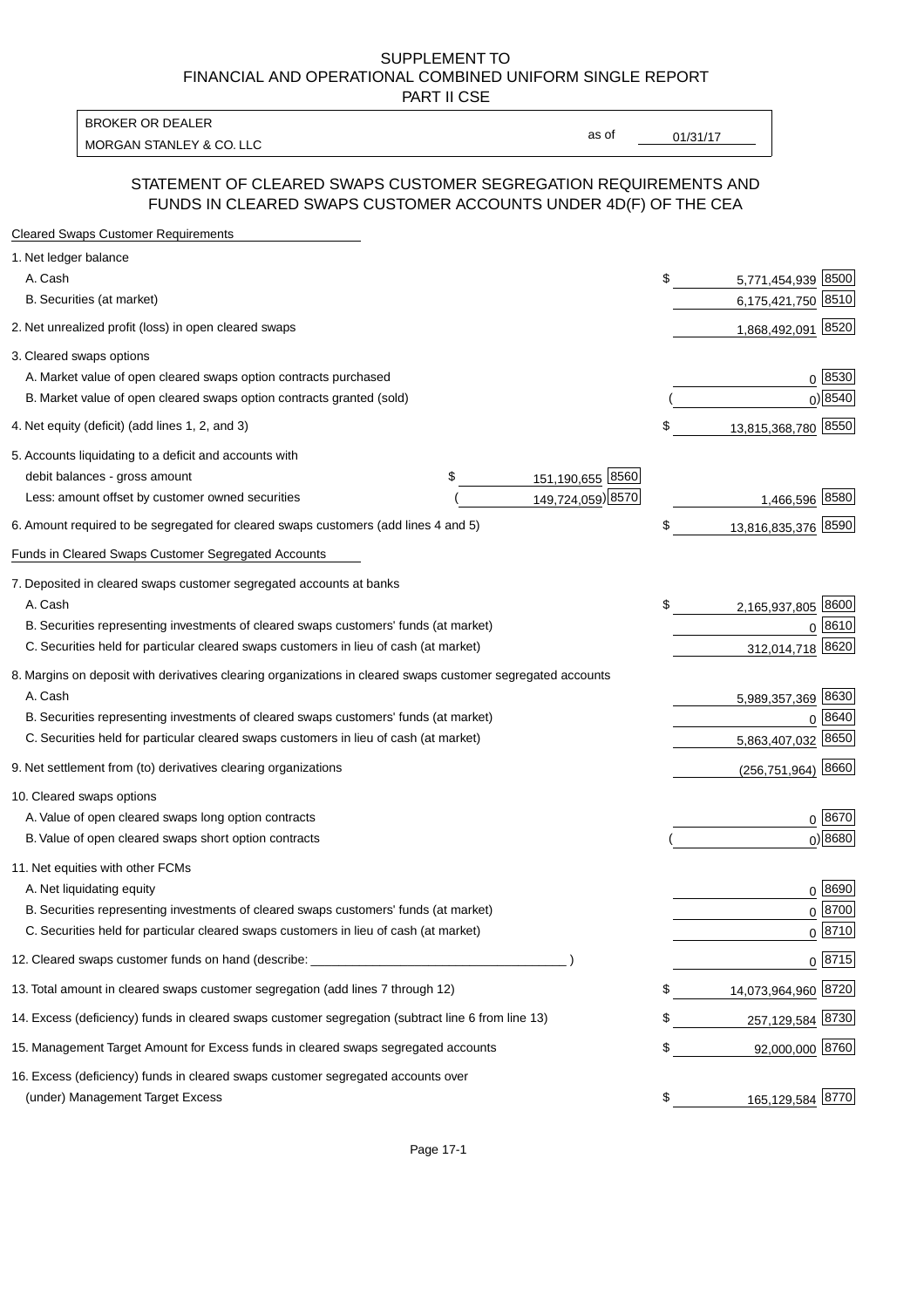SUPPLEMENT TO
FINANCIAL AND OPERATIONAL COMBINED UNIFORM SINGLE REPORT
PART II CSE

BROKER OR DEALER
MORGAN STANLEY & CO. LLC

as of 01/31/17

## STATEMENT OF CLEARED SWAPS CUSTOMER SEGREGATION REQUIREMENTS AND FUNDS IN CLEARED SWAPS CUSTOMER ACCOUNTS UNDER 4D(F) OF THE CEA

| | | | | |
|---|---|---|---|---|
| **Cleared Swaps Customer Requirements** | | | | |
| 1. Net ledger balance | | | | |
| A. Cash | | | $ 5,771,454,939 | 8500 |
| B. Securities (at market) | | | 6,175,421,750 | 8510 |
| 2. Net unrealized profit (loss) in open cleared swaps | | | 1,868,492,091 | 8520 |
| 3. Cleared swaps options | | | | |
| A. Market value of open cleared swaps option contracts purchased | | | 0 | 8530 |
| B. Market value of open cleared swaps option contracts granted (sold) | | | ( 0) | 8540 |
| 4. Net equity (deficit) (add lines 1, 2, and 3) | | | $ 13,815,368,780 | 8550 |
| 5. Accounts liquidating to a deficit and accounts with debit balances - gross amount | $ 151,190,655 | 8560 | | |
| Less: amount offset by customer owned securities | ( 149,724,059) | 8570 | 1,466,596 | 8580 |
| 6. Amount required to be segregated for cleared swaps customers (add lines 4 and 5) | | | $ 13,816,835,376 | 8590 |
| **Funds in Cleared Swaps Customer Segregated Accounts** | | | | |
| 7. Deposited in cleared swaps customer segregated accounts at banks | | | | |
| A. Cash | | | $ 2,165,937,805 | 8600 |
| B. Securities representing investments of cleared swaps customers' funds (at market) | | | 0 | 8610 |
| C. Securities held for particular cleared swaps customers in lieu of cash (at market) | | | 312,014,718 | 8620 |
| 8. Margins on deposit with derivatives clearing organizations in cleared swaps customer segregated accounts | | | | |
| A. Cash | | | 5,989,357,369 | 8630 |
| B. Securities representing investments of cleared swaps customers' funds (at market) | | | 0 | 8640 |
| C. Securities held for particular cleared swaps customers in lieu of cash (at market) | | | 5,863,407,032 | 8650 |
| 9. Net settlement from (to) derivatives clearing organizations | | | (256,751,964) | 8660 |
| 10. Cleared swaps options | | | | |
| A. Value of open cleared swaps long option contracts | | | 0 | 8670 |
| B. Value of open cleared swaps short option contracts | | | ( 0) | 8680 |
| 11. Net equities with other FCMs | | | | |
| A. Net liquidating equity | | | 0 | 8690 |
| B. Securities representing investments of cleared swaps customers' funds (at market) | | | 0 | 8700 |
| C. Securities held for particular cleared swaps customers in lieu of cash (at market) | | | 0 | 8710 |
| 12. Cleared swaps customer funds on hand (describe: ____________ ) | | | 0 | 8715 |
| 13. Total amount in cleared swaps customer segregation (add lines 7 through 12) | | | $ 14,073,964,960 | 8720 |
| 14. Excess (deficiency) funds in cleared swaps customer segregation (subtract line 6 from line 13) | | | $ 257,129,584 | 8730 |
| 15. Management Target Amount for Excess funds in cleared swaps segregated accounts | | | $ 92,000,000 | 8760 |
| 16. Excess (deficiency) funds in cleared swaps customer segregated accounts over (under) Management Target Excess | | | $ 165,129,584 | 8770 |